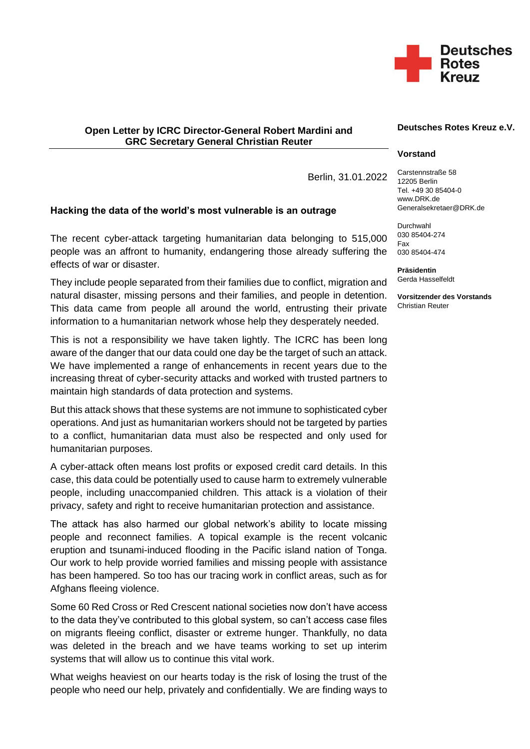Deutsches Rotes Kreuz

**Open Letter by ICRC Director-General Robert Mardini and GRC Secretary General Christian Reuter**

Berlin, 31.01.2022

**Deutsches Rotes Kreuz e.V.**

**Vorstand**

Carstennstraße 58
12205 Berlin
Tel. +49 30 85404-0
www.DRK.de
Generalsekretaer@DRK.de

Durchwahl
030 85404-274
Fax
030 85404-474

**Präsidentin**
Gerda Hasselfeldt

**Vorsitzender des Vorstands**
Christian Reuter

## Hacking the data of the world's most vulnerable is an outrage

The recent cyber-attack targeting humanitarian data belonging to 515,000 people was an affront to humanity, endangering those already suffering the effects of war or disaster.

They include people separated from their families due to conflict, migration and natural disaster, missing persons and their families, and people in detention. This data came from people all around the world, entrusting their private information to a humanitarian network whose help they desperately needed.

This is not a responsibility we have taken lightly. The ICRC has been long aware of the danger that our data could one day be the target of such an attack. We have implemented a range of enhancements in recent years due to the increasing threat of cyber-security attacks and worked with trusted partners to maintain high standards of data protection and systems.

But this attack shows that these systems are not immune to sophisticated cyber operations. And just as humanitarian workers should not be targeted by parties to a conflict, humanitarian data must also be respected and only used for humanitarian purposes.

A cyber-attack often means lost profits or exposed credit card details. In this case, this data could be potentially used to cause harm to extremely vulnerable people, including unaccompanied children. This attack is a violation of their privacy, safety and right to receive humanitarian protection and assistance.

The attack has also harmed our global network's ability to locate missing people and reconnect families. A topical example is the recent volcanic eruption and tsunami-induced flooding in the Pacific island nation of Tonga. Our work to help provide worried families and missing people with assistance has been hampered. So too has our tracing work in conflict areas, such as for Afghans fleeing violence.

Some 60 Red Cross or Red Crescent national societies now don't have access to the data they've contributed to this global system, so can't access case files on migrants fleeing conflict, disaster or extreme hunger. Thankfully, no data was deleted in the breach and we have teams working to set up interim systems that will allow us to continue this vital work.

What weighs heaviest on our hearts today is the risk of losing the trust of the people who need our help, privately and confidentially. We are finding ways to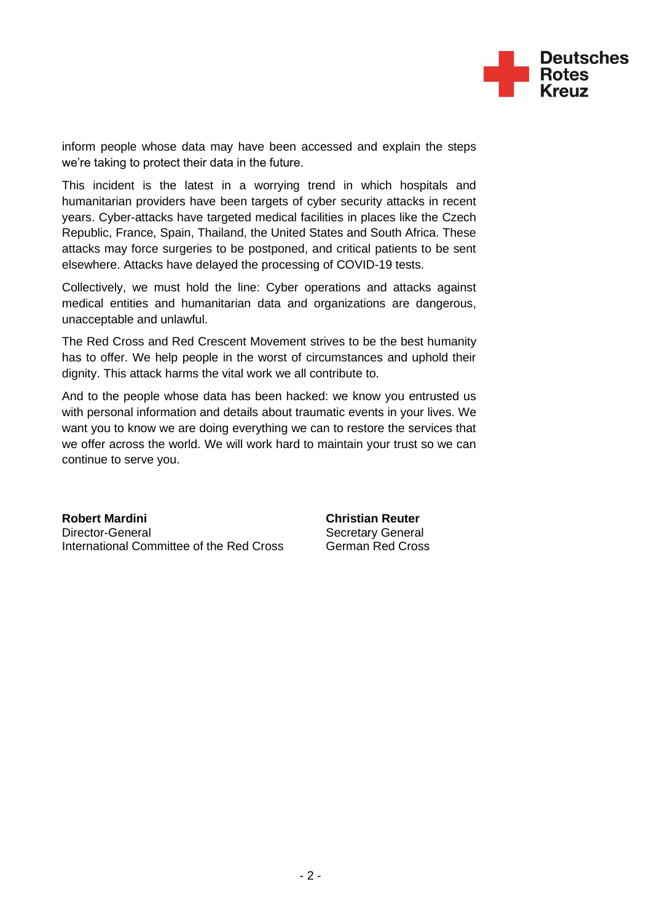inform people whose data may have been accessed and explain the steps we're taking to protect their data in the future.

This incident is the latest in a worrying trend in which hospitals and humanitarian providers have been targets of cyber security attacks in recent years. Cyber-attacks have targeted medical facilities in places like the Czech Republic, France, Spain, Thailand, the United States and South Africa. These attacks may force surgeries to be postponed, and critical patients to be sent elsewhere. Attacks have delayed the processing of COVID-19 tests.

Collectively, we must hold the line: Cyber operations and attacks against medical entities and humanitarian data and organizations are dangerous, unacceptable and unlawful.

The Red Cross and Red Crescent Movement strives to be the best humanity has to offer. We help people in the worst of circumstances and uphold their dignity. This attack harms the vital work we all contribute to.

And to the people whose data has been hacked: we know you entrusted us with personal information and details about traumatic events in your lives. We want you to know we are doing everything we can to restore the services that we offer across the world. We will work hard to maintain your trust so we can continue to serve you.

**Robert Mardini**
Director-General
International Committee of the Red Cross

**Christian Reuter**
Secretary General
German Red Cross